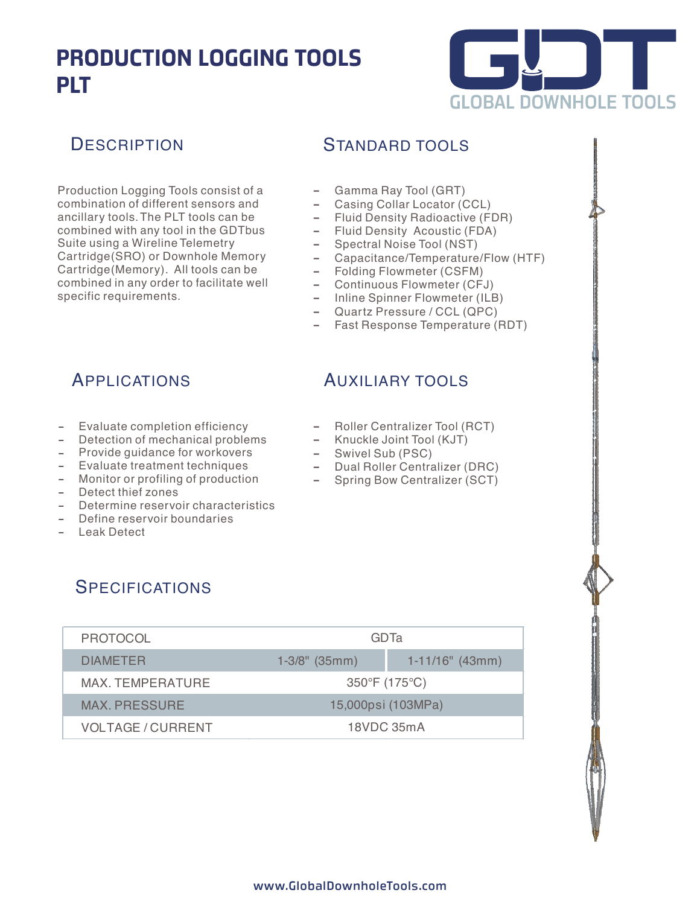# PRODUCTION LOGGING TOOLS PLT

GLOBAL DOWNHOLE TOOLS

## Description

Production Logging Tools consist of a combination of different sensors and ancillary tools. The PLT tools can be combined with any tool in the GDTbus Suite using a Wireline Telemetry Cartridge(SRO) or Downhole Memory Cartridge(Memory). All tools can be combined in any order to facilitate well specific requirements.

## Standard tools

- Gamma Ray Tool (GRT)
- Casing Collar Locator (CCL)
- Fluid Density Radioactive (FDR)
- Fluid Density Acoustic (FDA)
- Spectral Noise Tool (NST)
- Capacitance/Temperature/Flow (HTF)
- Folding Flowmeter (CSFM)
- Continuous Flowmeter (CFJ)
- Inline Spinner Flowmeter (ILB)
- Quartz Pressure / CCL (QPC)
- Fast Response Temperature (RDT)

## Applications

- Evaluate completion efficiency
- Detection of mechanical problems
- Provide guidance for workovers
- Evaluate treatment techniques
- Monitor or profiling of production
- Detect thief zones
- Determine reservoir characteristics
- Define reservoir boundaries
- Leak Detect

## Auxiliary tools

- Roller Centralizer Tool (RCT)
- Knuckle Joint Tool (KJT)
- Swivel Sub (PSC)
- Dual Roller Centralizer (DRC)
- Spring Bow Centralizer (SCT)

## Specifications

| PROTOCOL | GDTa | |
|---|---|---|
| DIAMETER | 1-3/8" (35mm) | 1-11/16" (43mm) |
| MAX. TEMPERATURE | 350°F (175°C) | |
| MAX. PRESSURE | 15,000psi (103MPa) | |
| VOLTAGE / CURRENT | 18VDC 35mA | |

www.GlobalDownholeTools.com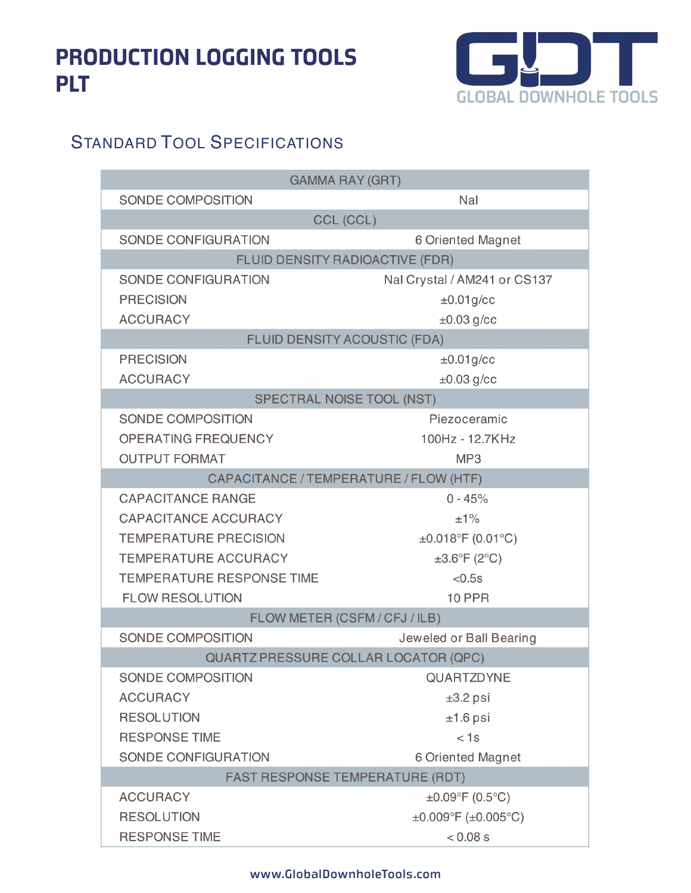# PRODUCTION LOGGING TOOLS PLT

GLOBAL DOWNHOLE TOOLS

## Standard Tool Specifications

| | |
|---|---|
| **GAMMA RAY (GRT)** | |
| SONDE COMPOSITION | NaI |
| **CCL (CCL)** | |
| SONDE CONFIGURATION | 6 Oriented Magnet |
| **FLUID DENSITY RADIOACTIVE (FDR)** | |
| SONDE CONFIGURATION | NaI Crystal / AM241 or CS137 |
| PRECISION | ±0.01g/cc |
| ACCURACY | ±0.03 g/cc |
| **FLUID DENSITY ACOUSTIC (FDA)** | |
| PRECISION | ±0.01g/cc |
| ACCURACY | ±0.03 g/cc |
| **SPECTRAL NOISE TOOL (NST)** | |
| SONDE COMPOSITION | Piezoceramic |
| OPERATING FREQUENCY | 100Hz - 12.7KHz |
| OUTPUT FORMAT | MP3 |
| **CAPACITANCE / TEMPERATURE / FLOW (HTF)** | |
| CAPACITANCE RANGE | 0 - 45% |
| CAPACITANCE ACCURACY | ±1% |
| TEMPERATURE PRECISION | ±0.018°F (0.01°C) |
| TEMPERATURE ACCURACY | ±3.6°F (2°C) |
| TEMPERATURE RESPONSE TIME | <0.5s |
| FLOW RESOLUTION | 10 PPR |
| **FLOW METER (CSFM / CFJ / ILB)** | |
| SONDE COMPOSITION | Jeweled or Ball Bearing |
| **QUARTZ PRESSURE COLLAR LOCATOR (QPC)** | |
| SONDE COMPOSITION | QUARTZDYNE |
| ACCURACY | ±3.2 psi |
| RESOLUTION | ±1.6 psi |
| RESPONSE TIME | < 1s |
| SONDE CONFIGURATION | 6 Oriented Magnet |
| **FAST RESPONSE TEMPERATURE (RDT)** | |
| ACCURACY | ±0.09°F (0.5°C) |
| RESOLUTION | ±0.009°F (±0.005°C) |
| RESPONSE TIME | < 0.08 s |

www.GlobalDownholeTools.com